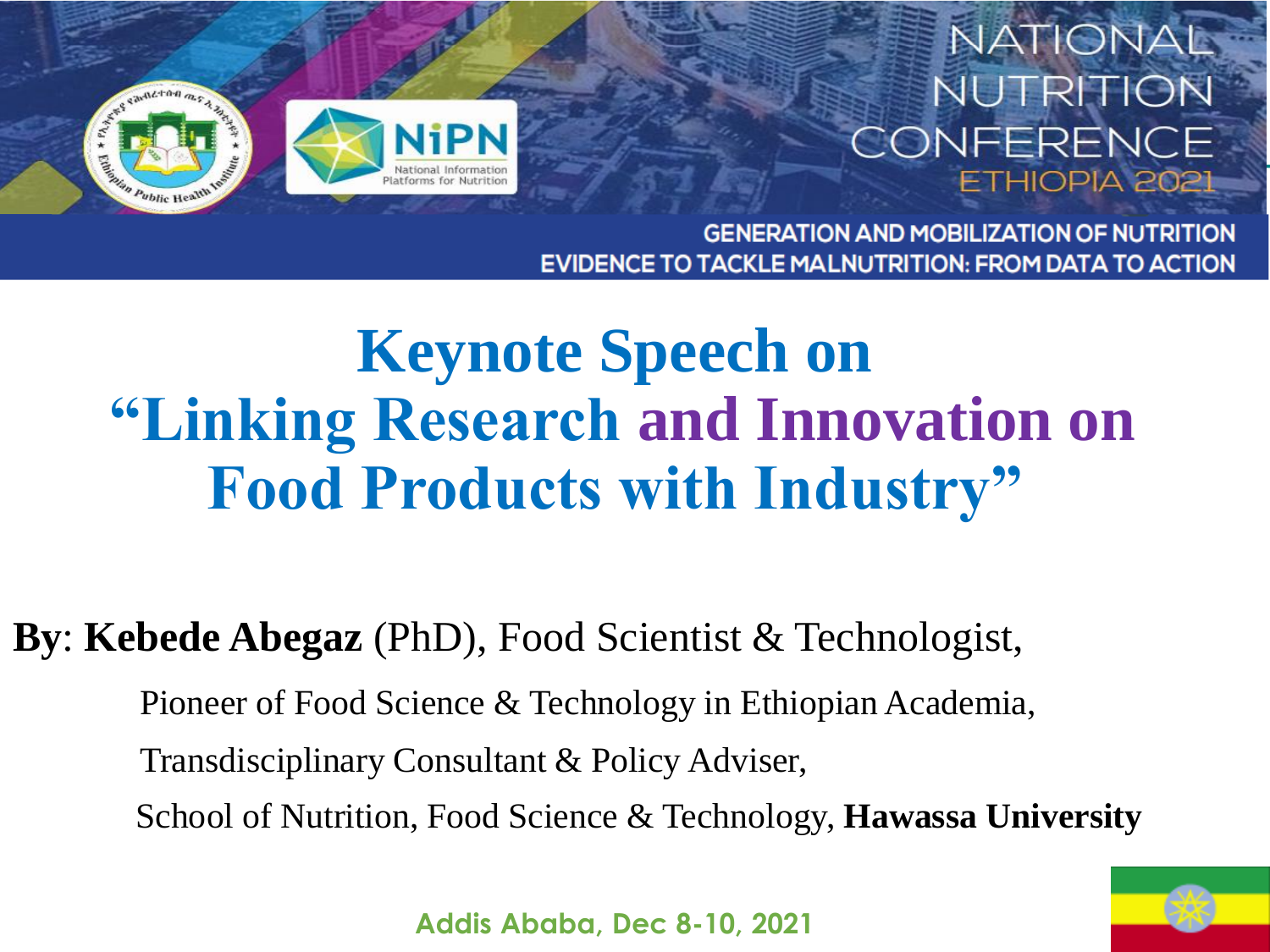NATIONAL NUTRITION CONFERENCE ETHIOPIA 2021

GENERATION AND MOBILIZATION OF NUTRITION EVIDENCE TO TACKLE MALNUTRITION: FROM DATA TO ACTION

# Keynote Speech on "Linking Research and Innovation on Food Products with Industry"

**By**: **Kebede Abegaz** (PhD), Food Scientist & Technologist,

Pioneer of Food Science & Technology in Ethiopian Academia,

Transdisciplinary Consultant & Policy Adviser,

School of Nutrition, Food Science & Technology, **Hawassa University**

Addis Ababa, Dec 8-10, 2021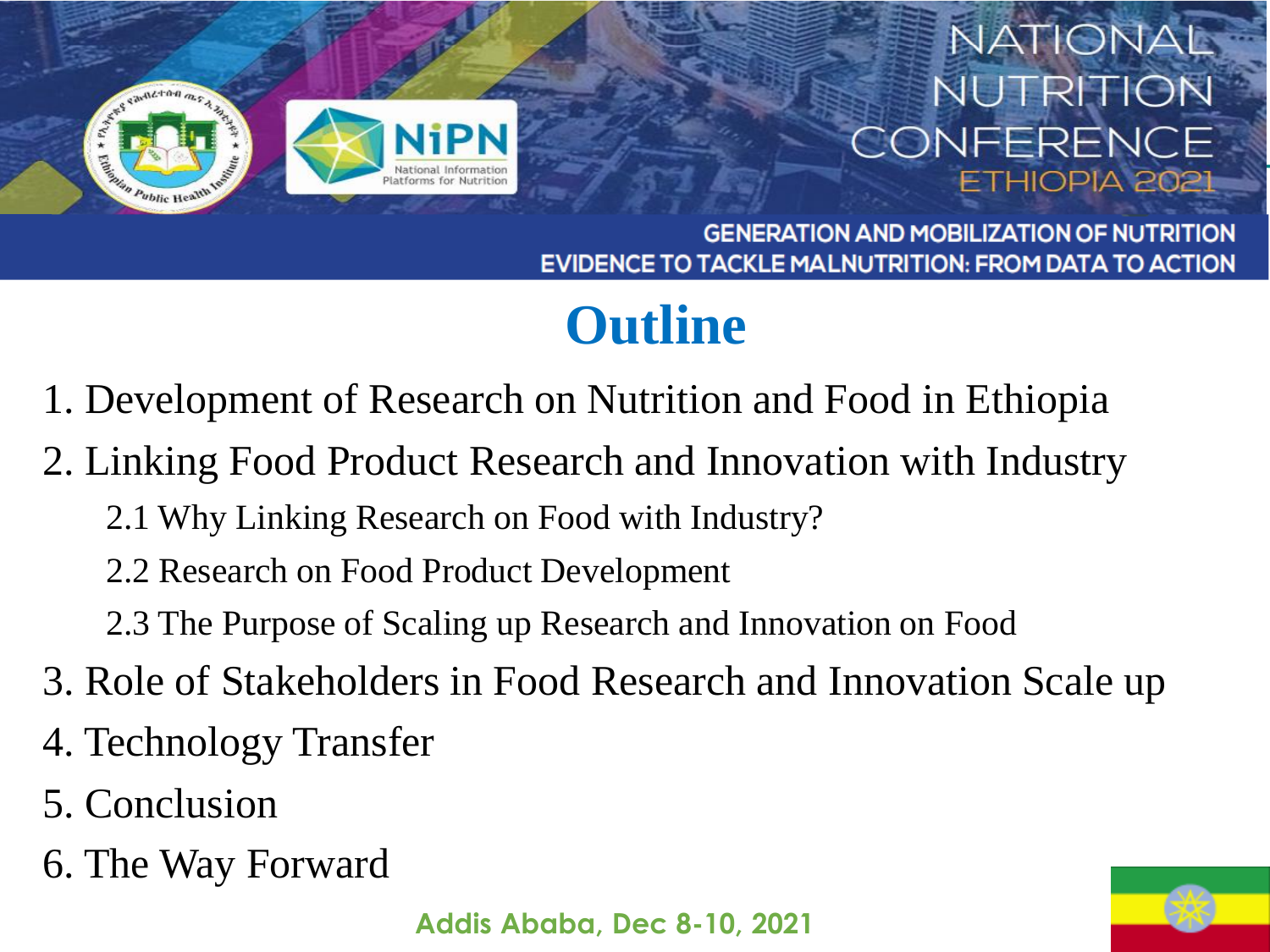# Outline

1. Development of Research on Nutrition and Food in Ethiopia
2. Linking Food Product Research and Innovation with Industry
   - 2.1 Why Linking Research on Food with Industry?
   - 2.2 Research on Food Product Development
   - 2.3 The Purpose of Scaling up Research and Innovation on Food
3. Role of Stakeholders in Food Research and Innovation Scale up
4. Technology Transfer
5. Conclusion
6. The Way Forward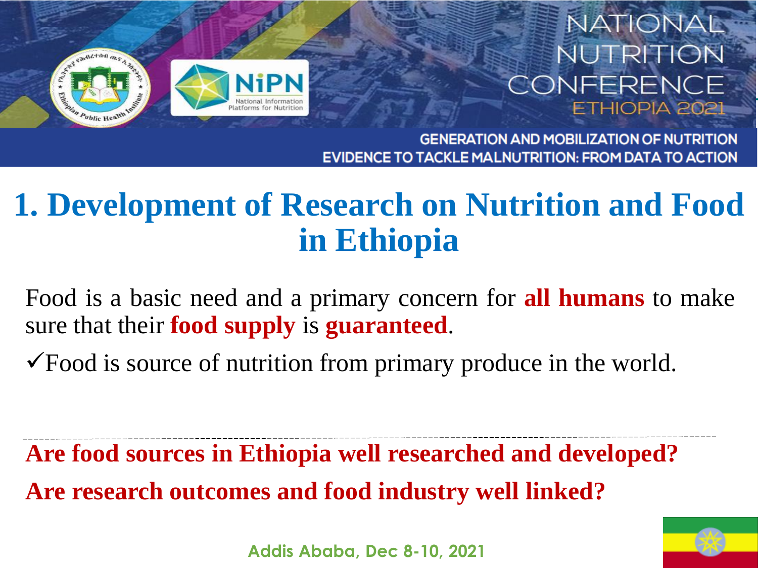# 1. Development of Research on Nutrition and Food in Ethiopia

Food is a basic need and a primary concern for **all humans** to make sure that their **food supply** is **guaranteed**.

✓Food is source of nutrition from primary produce in the world.

---

**Are food sources in Ethiopia well researched and developed?**

**Are research outcomes and food industry well linked?**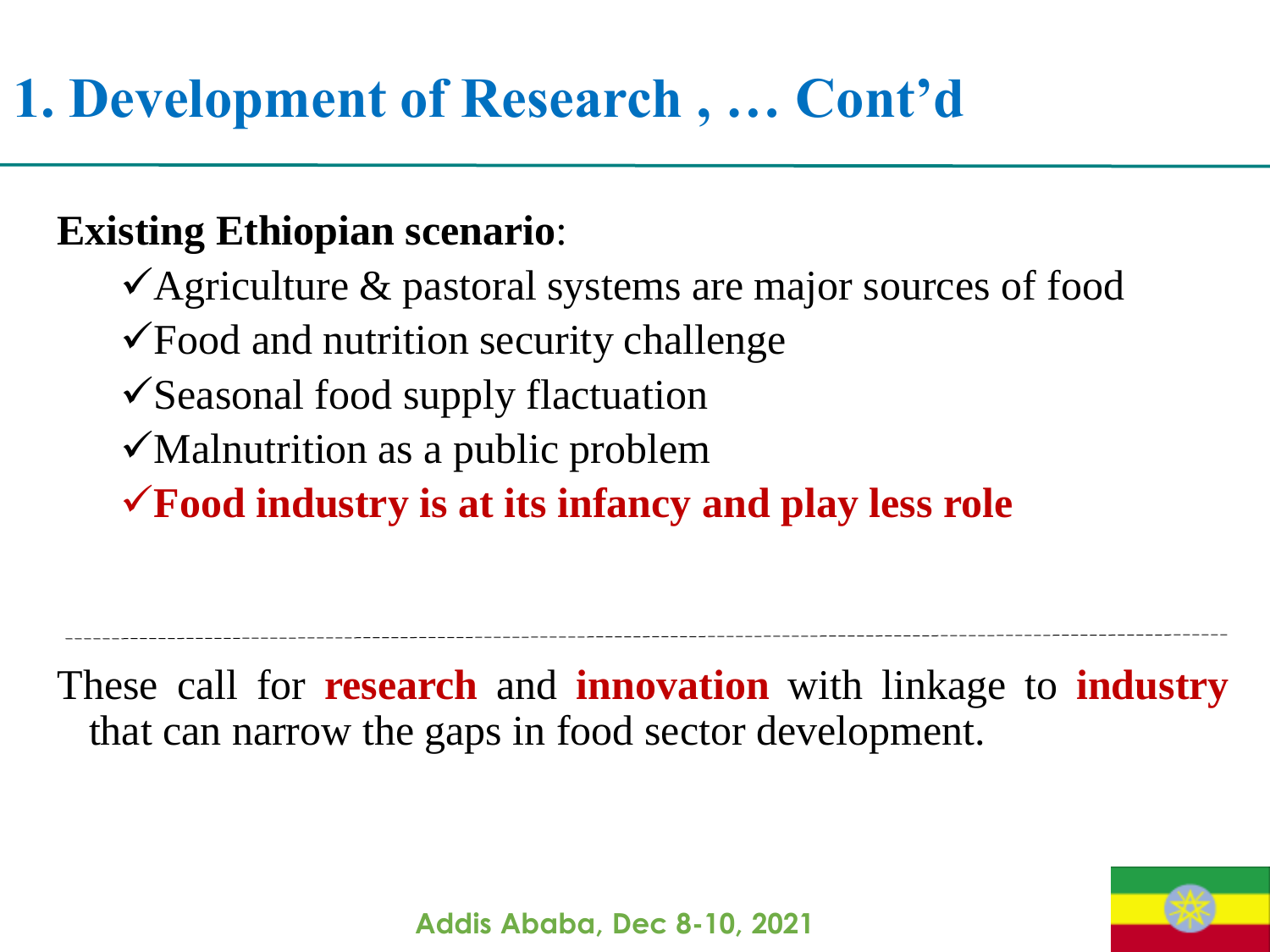# 1. Development of Research , … Cont'd

**Existing Ethiopian scenario**:

- ✓Agriculture & pastoral systems are major sources of food
- ✓Food and nutrition security challenge
- ✓Seasonal food supply flactuation
- ✓Malnutrition as a public problem
- ✓**Food industry is at its infancy and play less role**

---

These call for **research** and **innovation** with linkage to **industry** that can narrow the gaps in food sector development.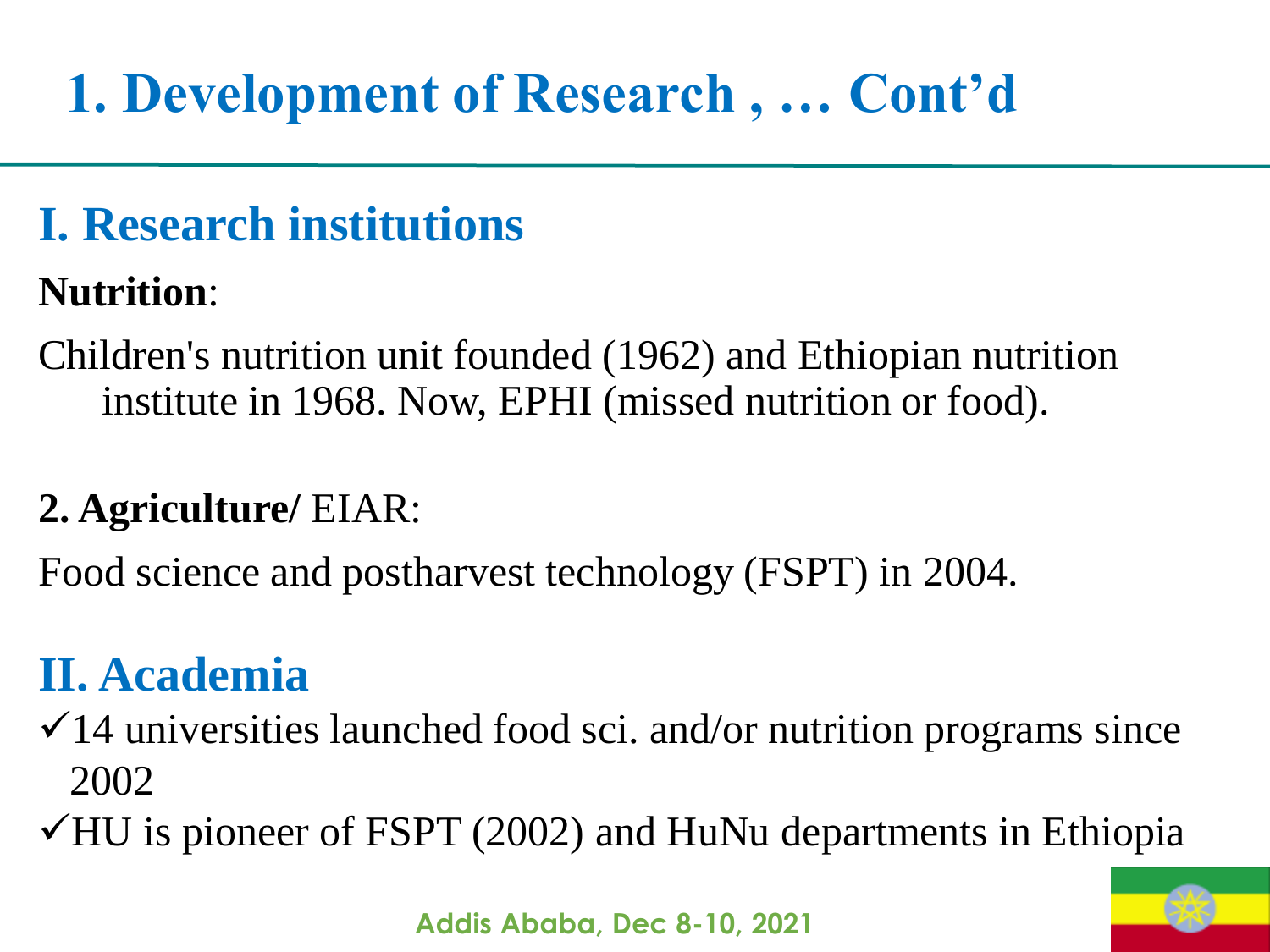# 1. Development of Research , … Cont'd

## I. Research institutions

**Nutrition**:

Children's nutrition unit founded (1962) and Ethiopian nutrition institute in 1968. Now, EPHI (missed nutrition or food).

**2. Agriculture/** EIAR:

Food science and postharvest technology (FSPT) in 2004.

## II. Academia

- ✓14 universities launched food sci. and/or nutrition programs since 2002
- ✓HU is pioneer of FSPT (2002) and HuNu departments in Ethiopia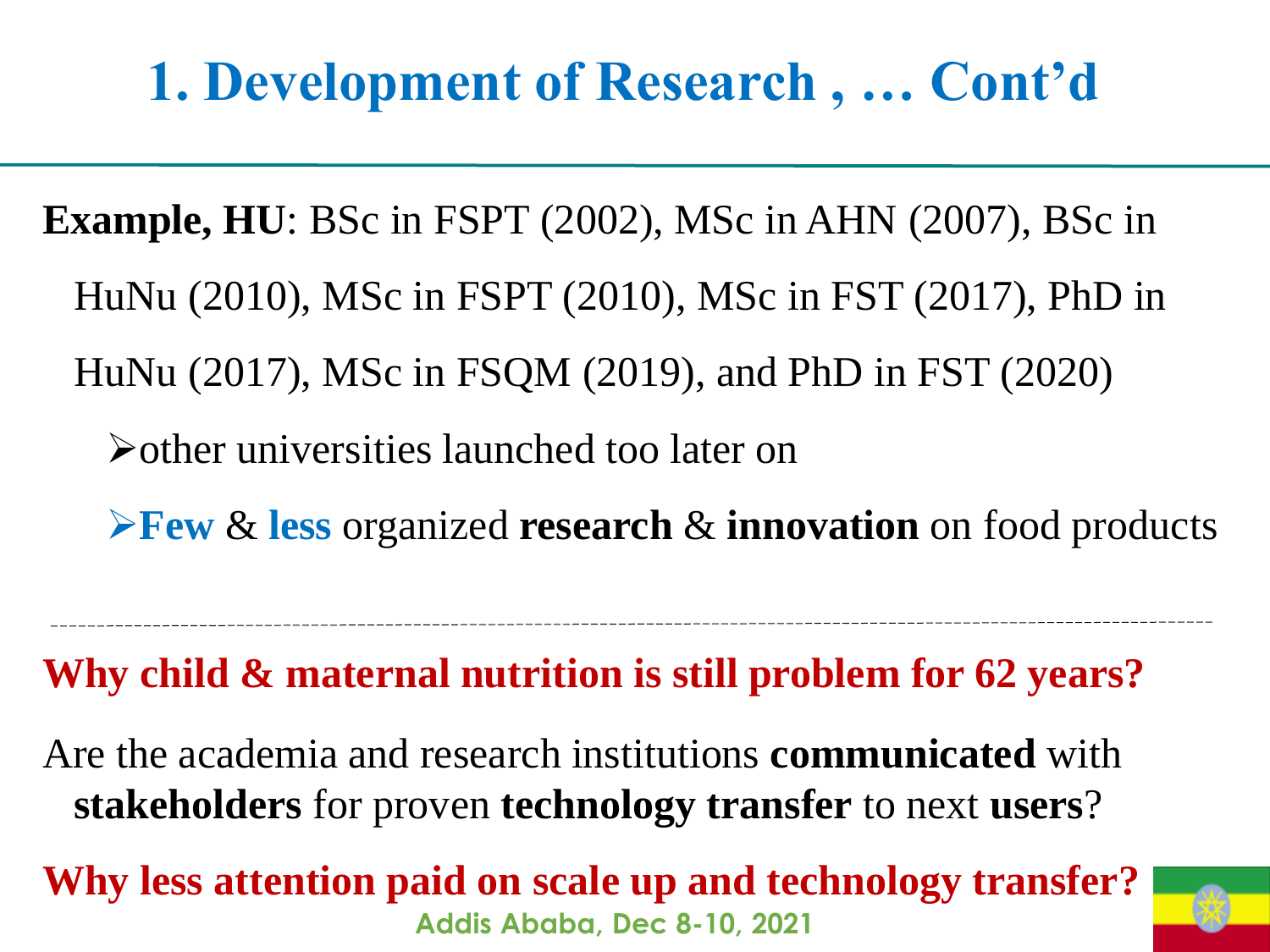# 1. Development of Research , … Cont'd

**Example, HU**: BSc in FSPT (2002), MSc in AHN (2007), BSc in HuNu (2010), MSc in FSPT (2010), MSc in FST (2017), PhD in HuNu (2017), MSc in FSQM (2019), and PhD in FST (2020)

- other universities launched too later on
- **Few** & **less** organized **research** & **innovation** on food products

---

**Why child & maternal nutrition is still problem for 62 years?**

Are the academia and research institutions **communicated** with **stakeholders** for proven **technology transfer** to next **users**?

**Why less attention paid on scale up and technology transfer?**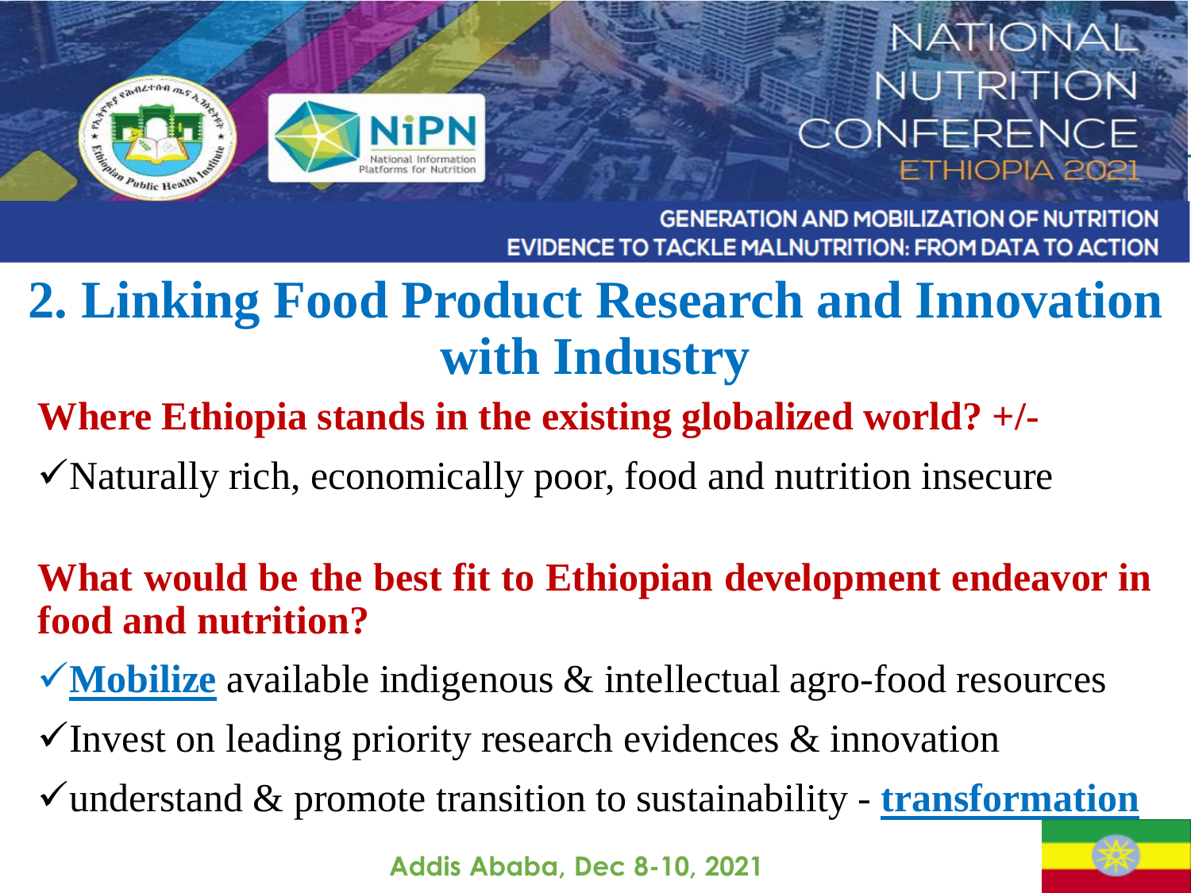## 2. Linking Food Product Research and Innovation with Industry

**Where Ethiopia stands in the existing globalized world? +/-**

- ✓Naturally rich, economically poor, food and nutrition insecure

**What would be the best fit to Ethiopian development endeavor in food and nutrition?**

- ✓**Mobilize** available indigenous & intellectual agro-food resources
- ✓Invest on leading priority research evidences & innovation
- ✓understand & promote transition to sustainability - **transformation**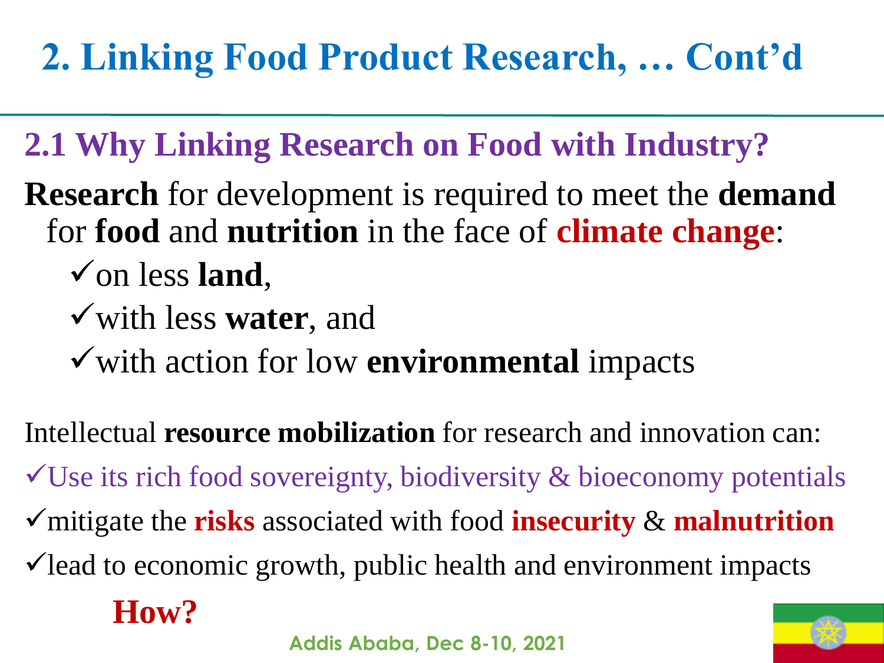# 2. Linking Food Product Research, … Cont'd

## 2.1 Why Linking Research on Food with Industry?

**Research** for development is required to meet the **demand** for **food** and **nutrition** in the face of **climate change**:

- ✓on less **land**,
- ✓with less **water**, and
- ✓with action for low **environmental** impacts

Intellectual **resource mobilization** for research and innovation can:

- ✓Use its rich food sovereignty, biodiversity & bioeconomy potentials
- ✓mitigate the **risks** associated with food **insecurity** & **malnutrition**
- ✓lead to economic growth, public health and environment impacts

**How?**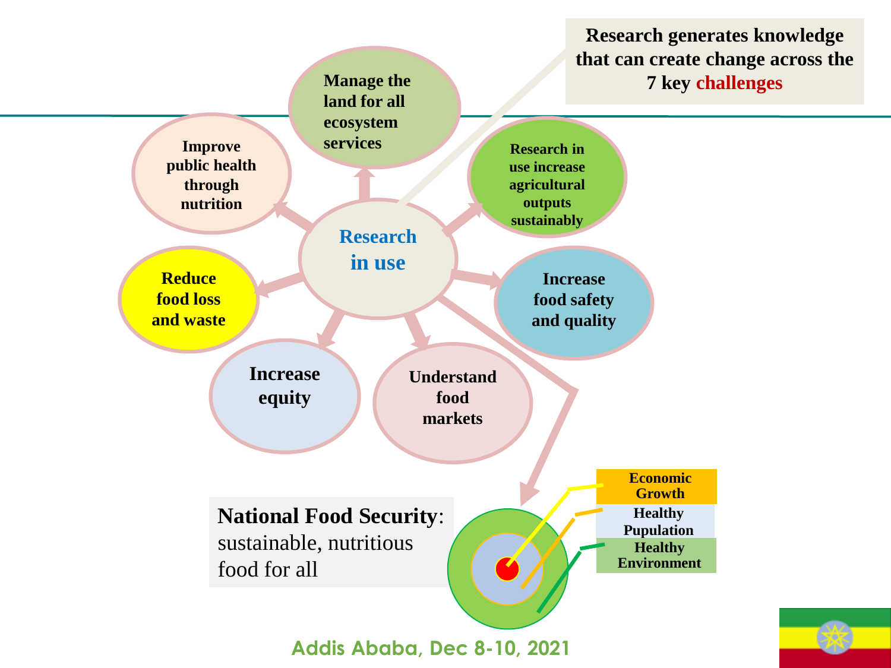**Research generates knowledge that can create change across the 7 key challenges**

**Research in use**

- **Manage the land for all ecosystem services**
- **Research in use increase agricultural outputs sustainably**
- **Increase food safety and quality**
- **Understand food markets**
- **Increase equity**
- **Reduce food loss and waste**
- **Improve public health through nutrition**

**National Food Security**: sustainable, nutritious food for all

- **Economic Growth**
- **Healthy Pupulation**
- **Healthy Environment**

**Addis Ababa, Dec 8-10, 2021**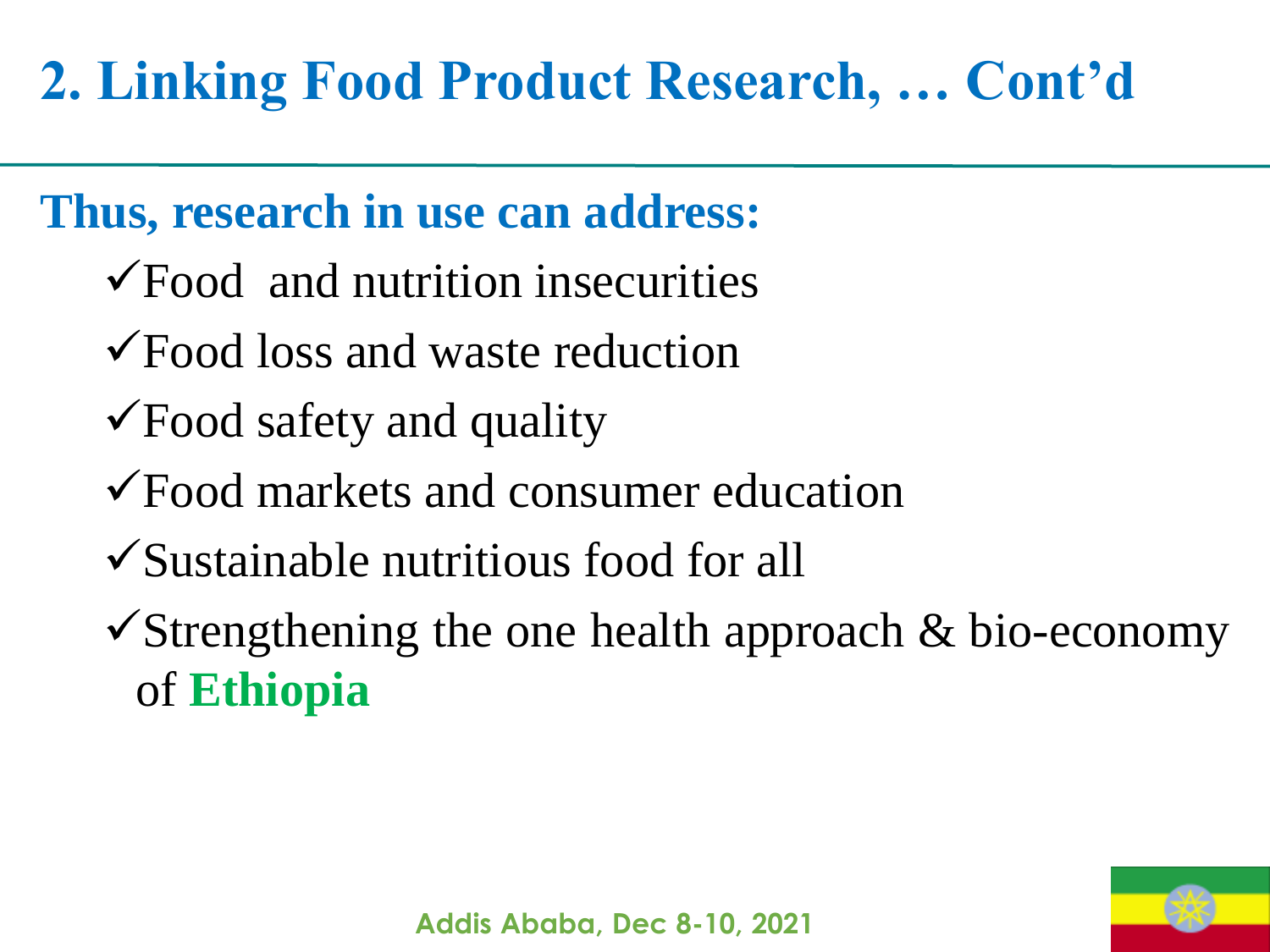# 2. Linking Food Product Research, … Cont'd

**Thus, research in use can address:**

- ✓Food and nutrition insecurities
- ✓Food loss and waste reduction
- ✓Food safety and quality
- ✓Food markets and consumer education
- ✓Sustainable nutritious food for all
- ✓Strengthening the one health approach & bio-economy of **Ethiopia**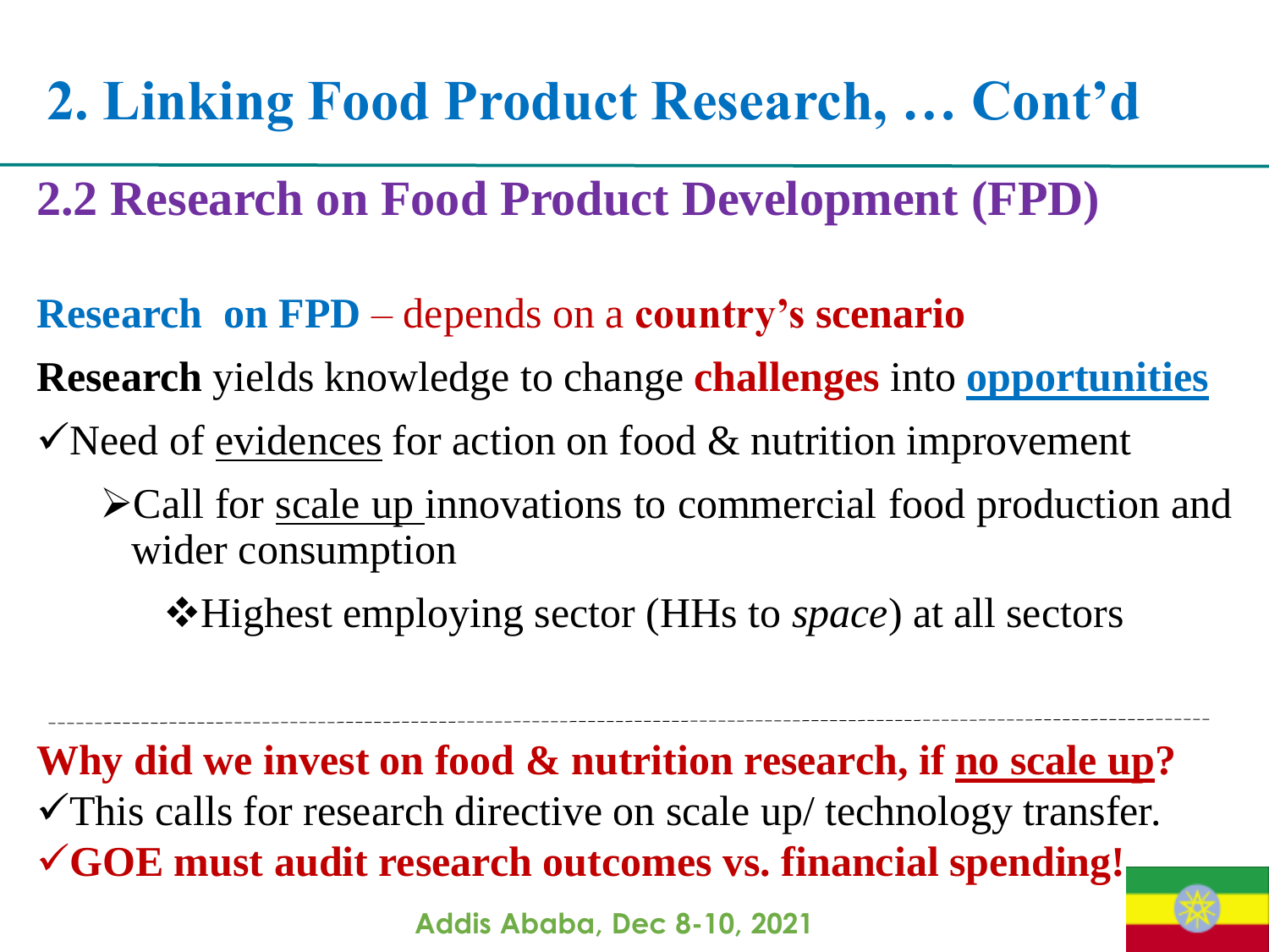# 2. Linking Food Product Research, … Cont'd

## 2.2 Research on Food Product Development (FPD)

**Research on FPD** – depends on a **country's scenario**

**Research** yields knowledge to change **challenges** into **opportunities**

- ✓Need of evidences for action on food & nutrition improvement
  - ➢Call for scale up innovations to commercial food production and wider consumption
    - ❖Highest employing sector (HHs to *space*) at all sectors

---

**Why did we invest on food & nutrition research, if no scale up?**

- ✓This calls for research directive on scale up/ technology transfer.
- ✓**GOE must audit research outcomes vs. financial spending!**

Addis Ababa, Dec 8-10, 2021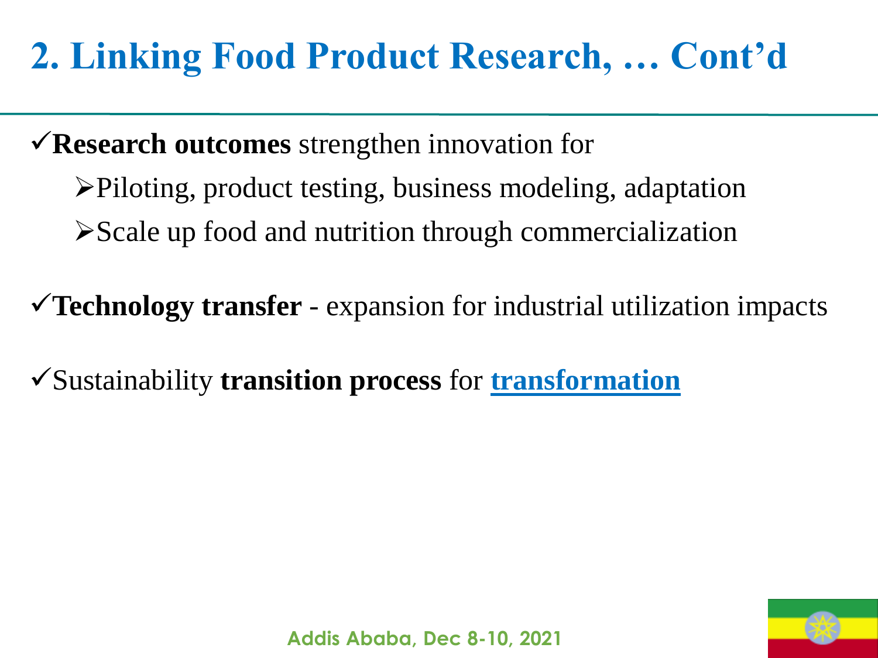# 2. Linking Food Product Research, … Cont'd

- ✓**Research outcomes** strengthen innovation for
  - ➢Piloting, product testing, business modeling, adaptation
  - ➢Scale up food and nutrition through commercialization
- ✓**Technology transfer** - expansion for industrial utilization impacts
- ✓Sustainability **transition process** for **transformation**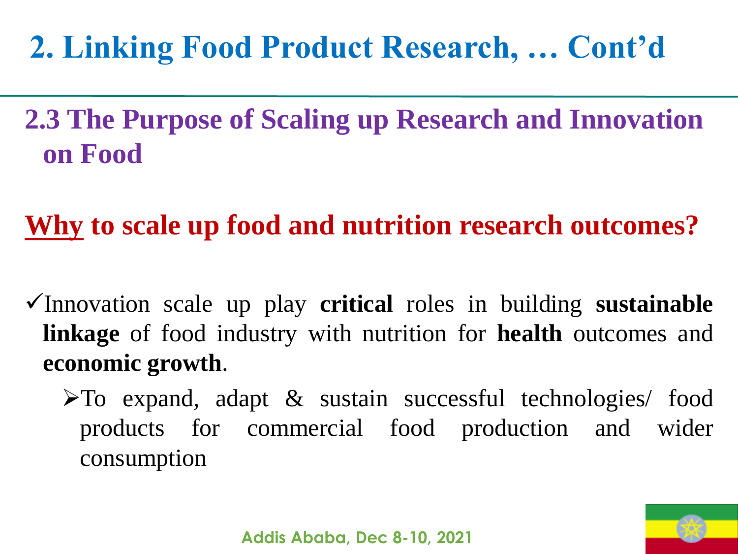# 2. Linking Food Product Research, … Cont'd

## 2.3 The Purpose of Scaling up Research and Innovation on Food

### Why to scale up food and nutrition research outcomes?

- ✓Innovation scale up play **critical** roles in building **sustainable linkage** of food industry with nutrition for **health** outcomes and **economic growth**.
  - ➢To expand, adapt & sustain successful technologies/ food products for commercial food production and wider consumption

Addis Ababa, Dec 8-10, 2021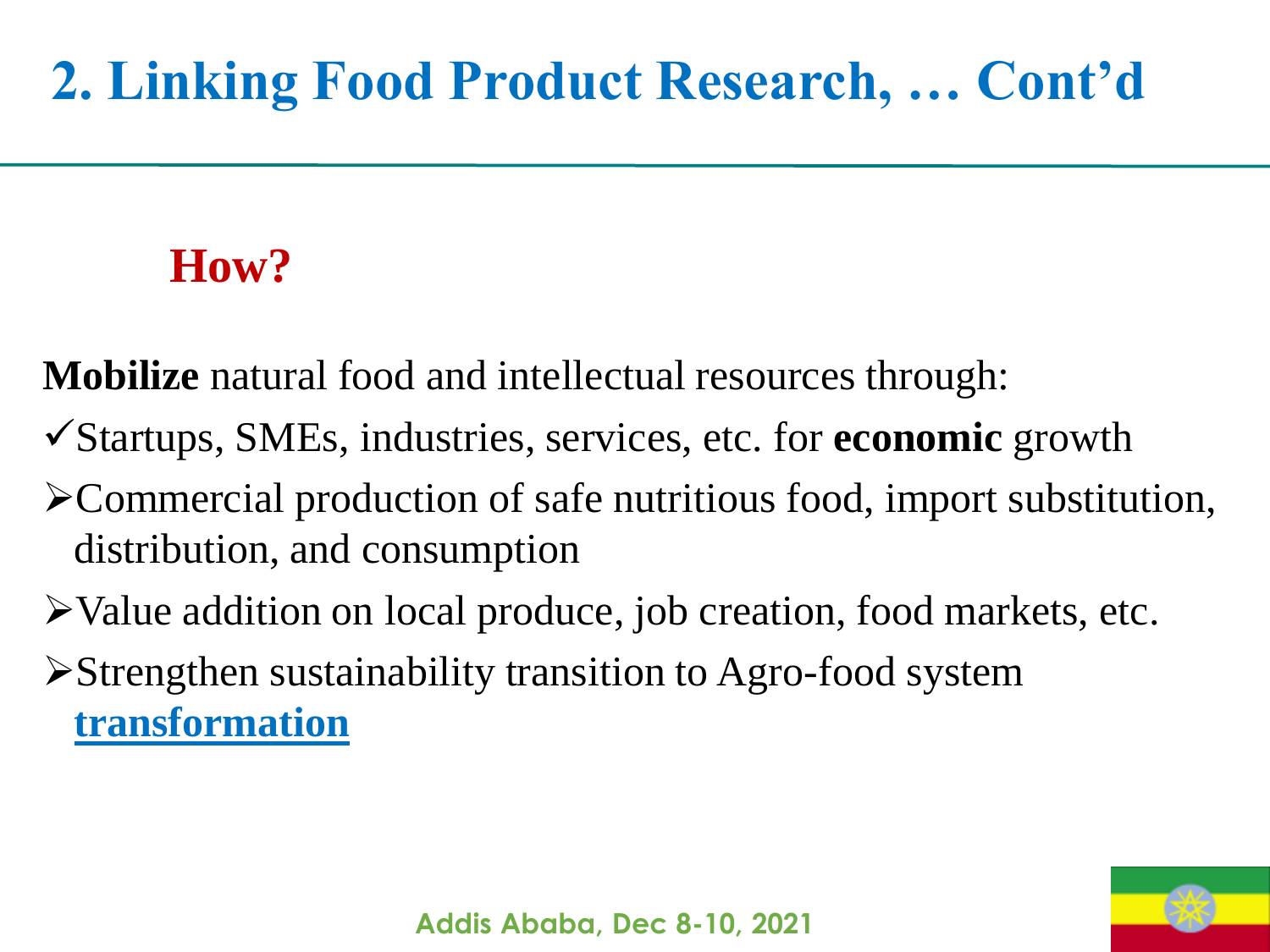# 2. Linking Food Product Research, … Cont'd

## How?

**Mobilize** natural food and intellectual resources through:

- ✓Startups, SMEs, industries, services, etc. for **economic** growth
- ➢Commercial production of safe nutritious food, import substitution, distribution, and consumption
- ➢Value addition on local produce, job creation, food markets, etc.
- ➢Strengthen sustainability transition to Agro-food system **transformation**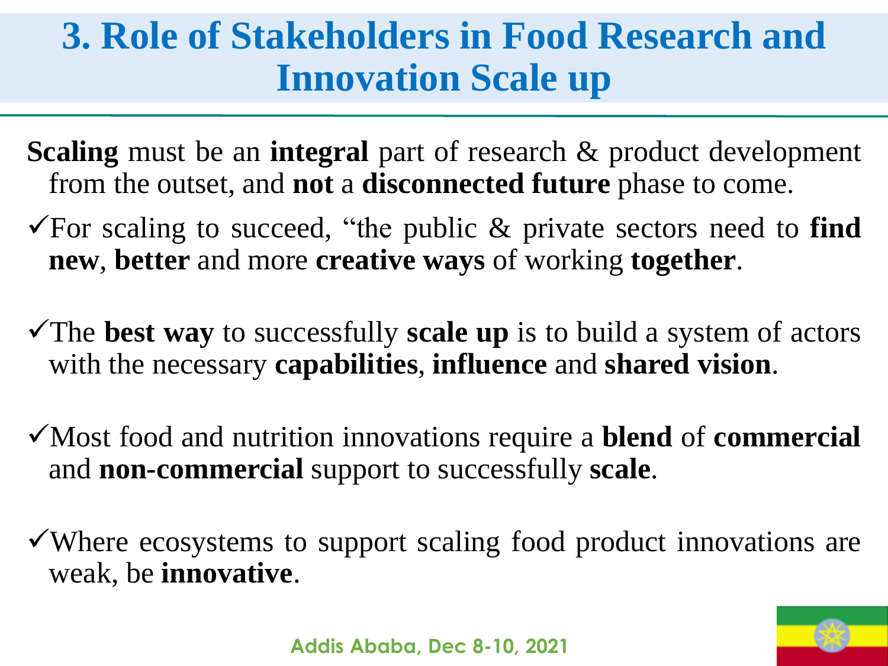# 3. Role of Stakeholders in Food Research and Innovation Scale up

**Scaling** must be an **integral** part of research & product development from the outset, and **not** a **disconnected future** phase to come.

- ✓For scaling to succeed, "the public & private sectors need to **find new**, **better** and more **creative ways** of working **together**.
- ✓The **best way** to successfully **scale up** is to build a system of actors with the necessary **capabilities**, **influence** and **shared vision**.
- ✓Most food and nutrition innovations require a **blend** of **commercial** and **non-commercial** support to successfully **scale**.
- ✓Where ecosystems to support scaling food product innovations are weak, be **innovative**.

Addis Ababa, Dec 8-10, 2021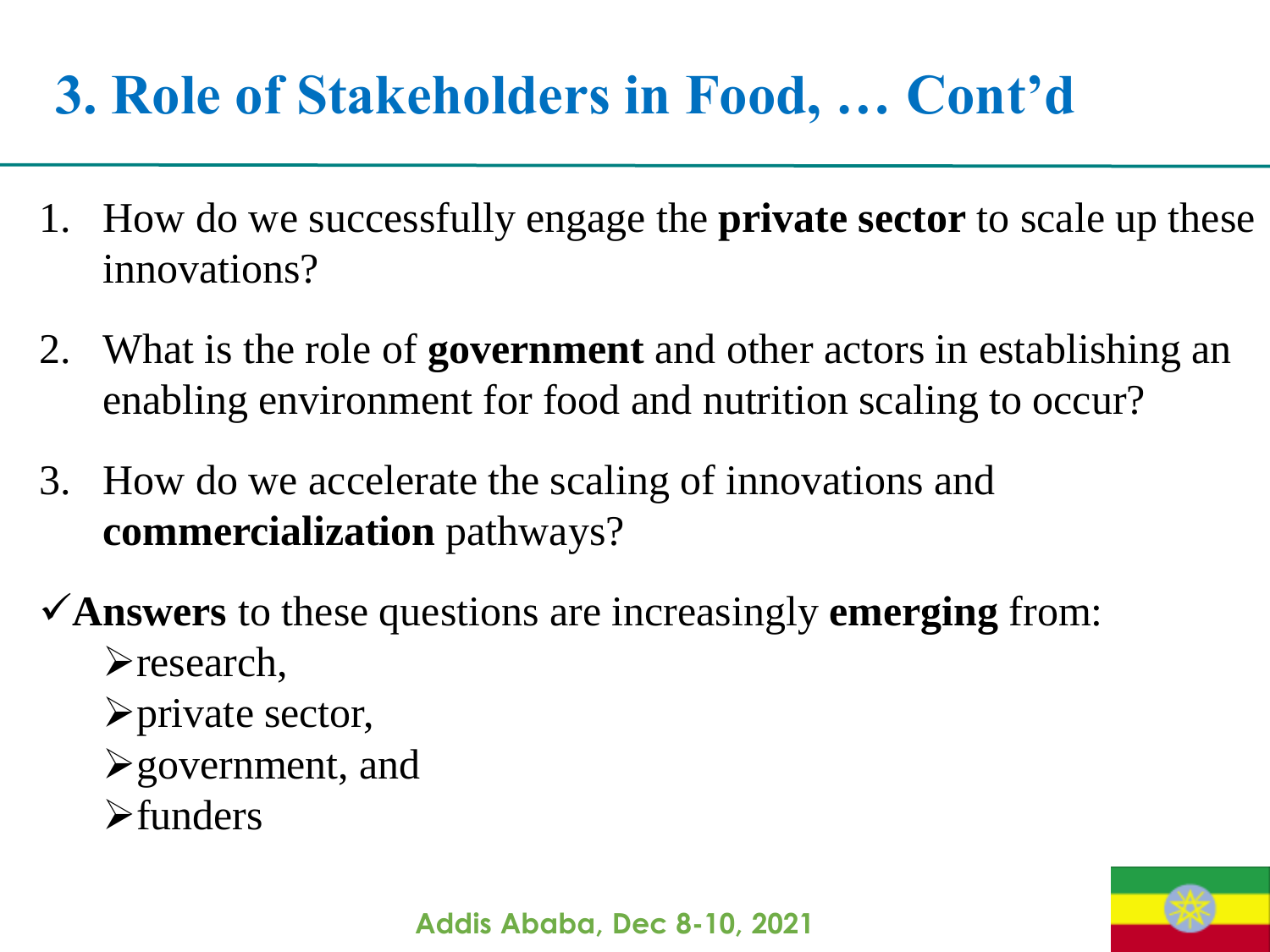# 3. Role of Stakeholders in Food, … Cont'd

1. How do we successfully engage the **private sector** to scale up these innovations?
2. What is the role of **government** and other actors in establishing an enabling environment for food and nutrition scaling to occur?
3. How do we accelerate the scaling of innovations and **commercialization** pathways?

✓**Answers** to these questions are increasingly **emerging** from:

- research,
- private sector,
- government, and
- funders

Addis Ababa, Dec 8-10, 2021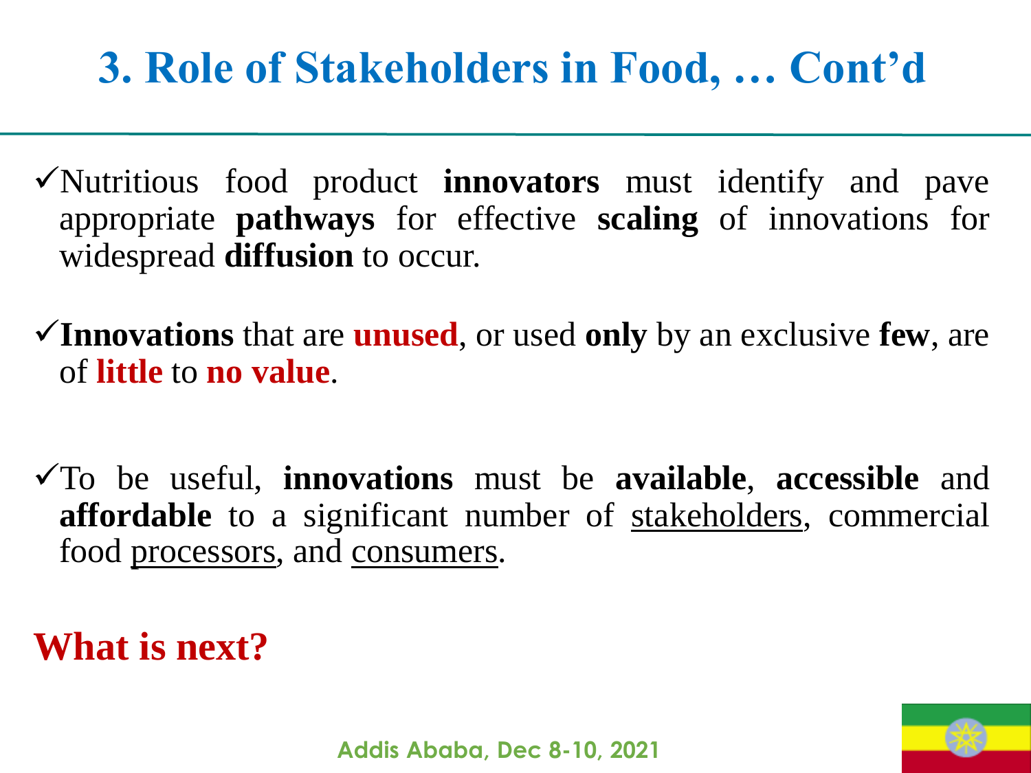# 3. Role of Stakeholders in Food, … Cont'd

- ✓Nutritious food product **innovators** must identify and pave appropriate **pathways** for effective **scaling** of innovations for widespread **diffusion** to occur.

- ✓**Innovations** that are **unused**, or used **only** by an exclusive **few**, are of **little** to **no value**.

- ✓To be useful, **innovations** must be **available**, **accessible** and **affordable** to a significant number of stakeholders, commercial food processors, and consumers.

**What is next?**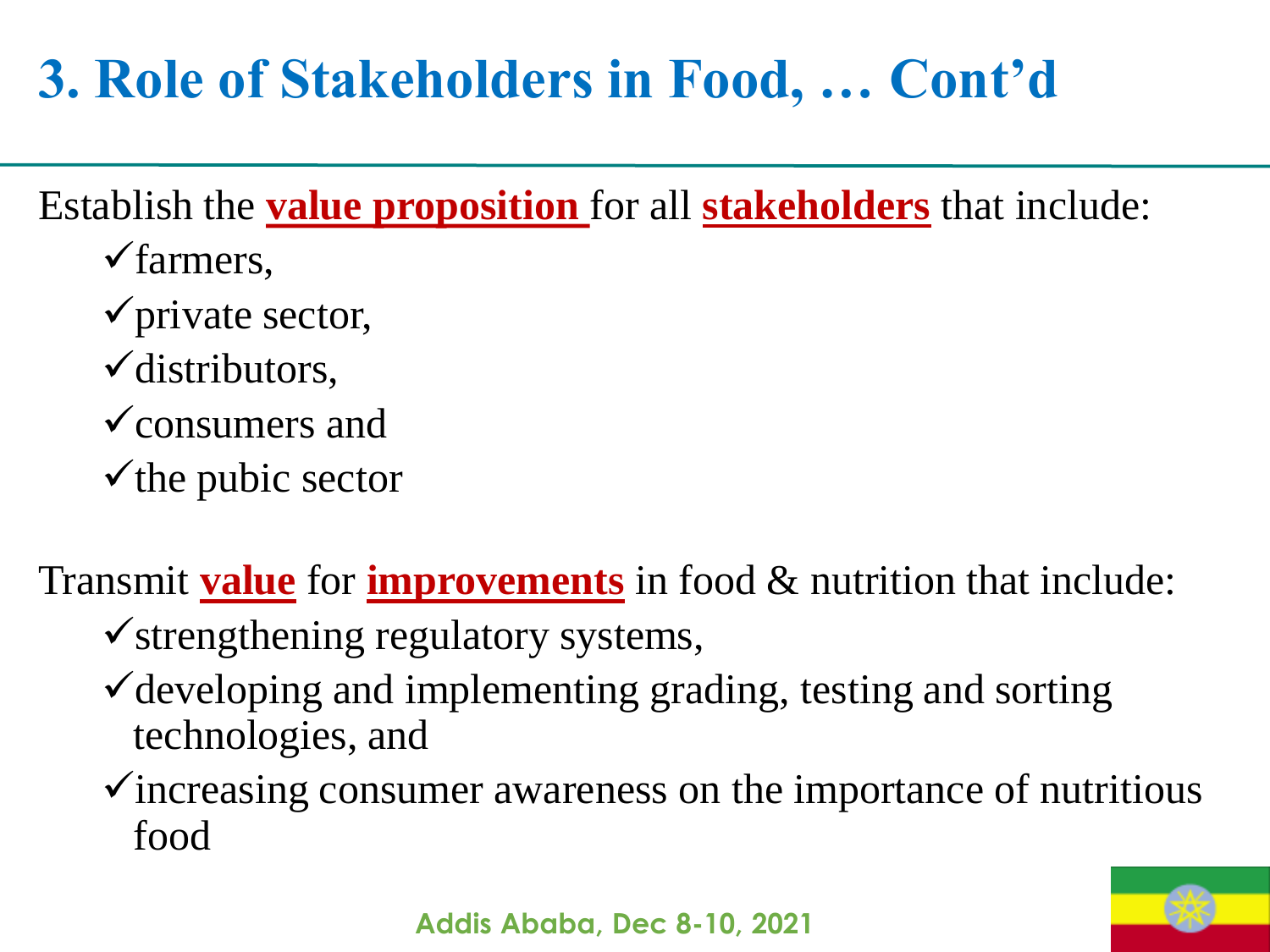# 3. Role of Stakeholders in Food, … Cont'd

Establish the **value proposition** for all **stakeholders** that include:

- ✓farmers,
- ✓private sector,
- ✓distributors,
- ✓consumers and
- ✓the pubic sector

Transmit **value** for **improvements** in food & nutrition that include:

- ✓strengthening regulatory systems,
- ✓developing and implementing grading, testing and sorting technologies, and
- ✓increasing consumer awareness on the importance of nutritious food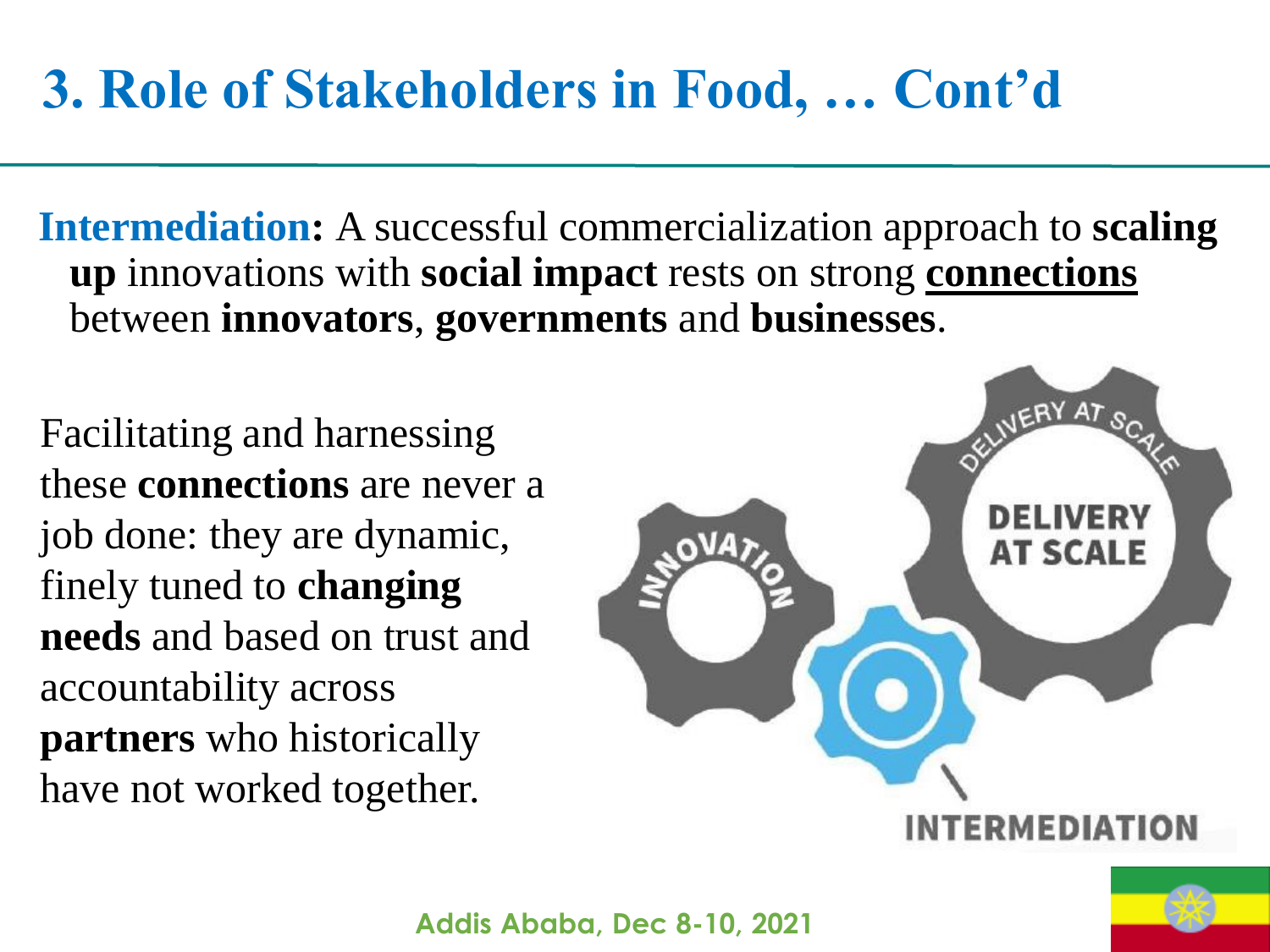# 3. Role of Stakeholders in Food, … Cont'd

**Intermediation:** A successful commercialization approach to **scaling up** innovations with **social impact** rests on strong **connections** between **innovators**, **governments** and **businesses**.

Facilitating and harnessing these **connections** are never a job done: they are dynamic, finely tuned to **changing needs** and based on trust and accountability across **partners** who historically have not worked together.

INNOVATION

DELIVERY AT SCALE

INTERMEDIATION

Addis Ababa, Dec 8-10, 2021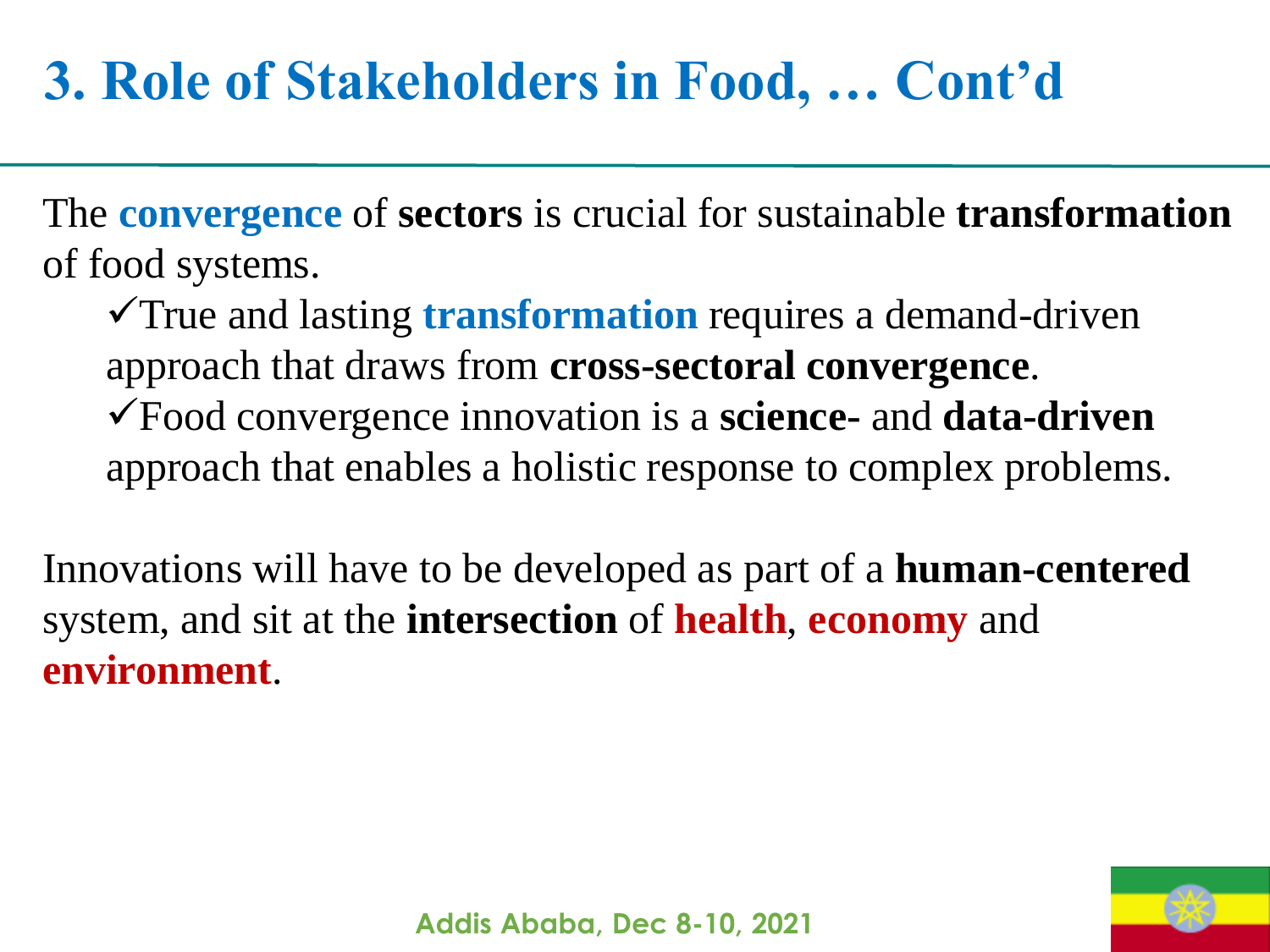# 3. Role of Stakeholders in Food, … Cont'd

The **convergence** of **sectors** is crucial for sustainable **transformation** of food systems.

- ✓True and lasting **transformation** requires a demand-driven approach that draws from **cross-sectoral convergence**.
- ✓Food convergence innovation is a **science-** and **data-driven** approach that enables a holistic response to complex problems.

Innovations will have to be developed as part of a **human-centered** system, and sit at the **intersection** of **health**, **economy** and **environment**.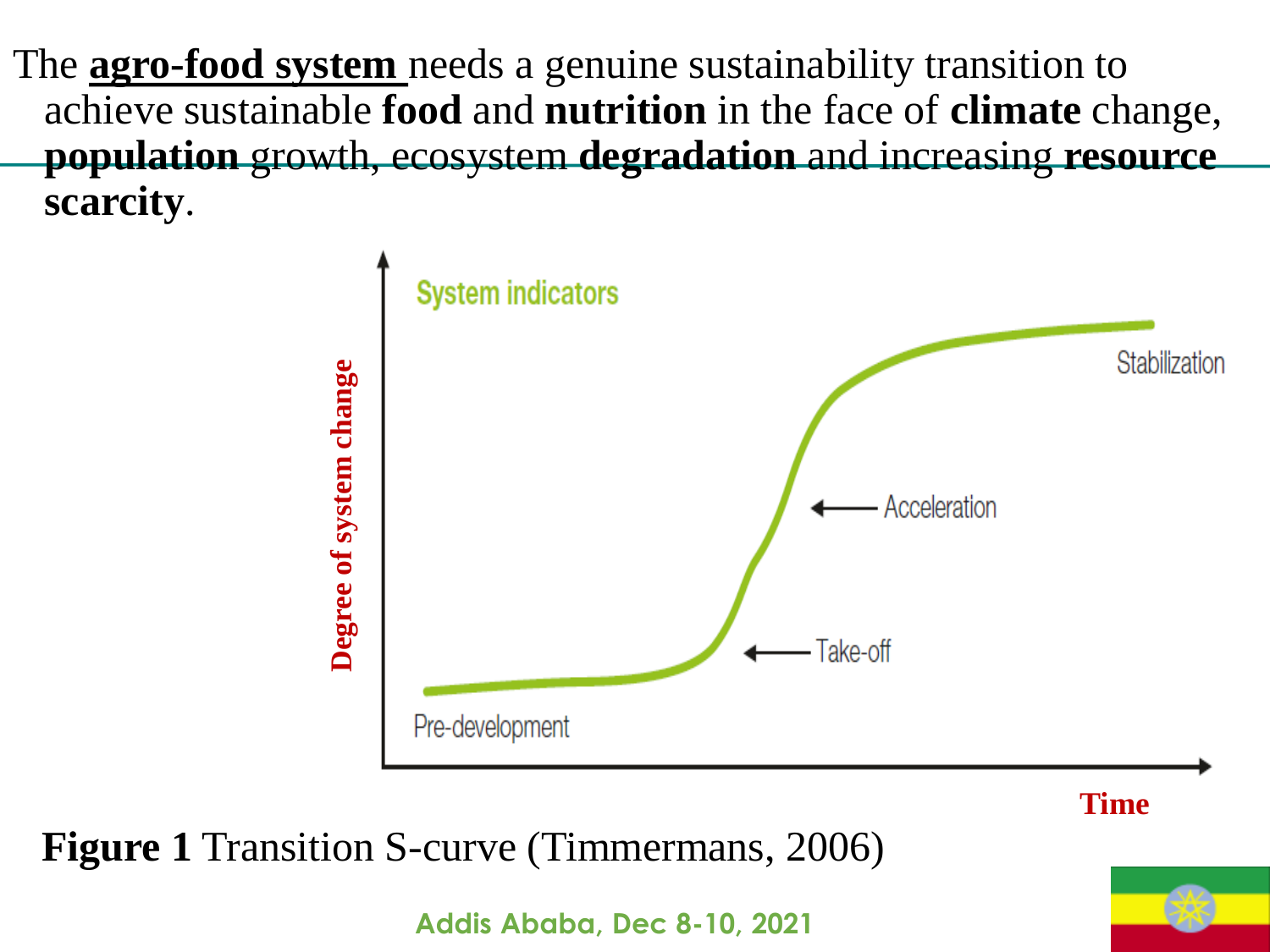The **agro-food system** needs a genuine sustainability transition to achieve sustainable **food** and **nutrition** in the face of **climate** change, **population** growth, ecosystem **degradation** and increasing **resource scarcity**.

System indicators

Degree of system change

Stabilization

Acceleration

Take-off

Pre-development

Time

**Figure 1** Transition S-curve (Timmermans, 2006)

Addis Ababa, Dec 8-10, 2021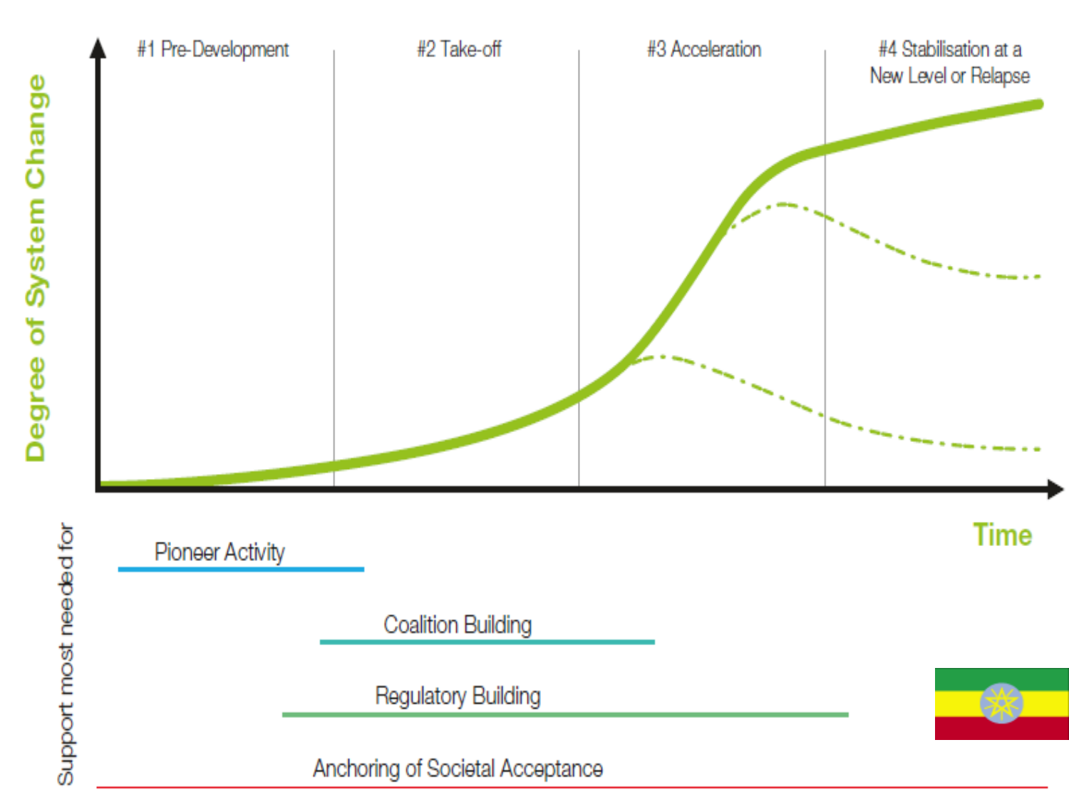Degree of System Change

#1 Pre-Development | #2 Take-off | #3 Acceleration | #4 Stabilisation at a New Level or Relapse

Time

Support most needed for

Pioneer Activity

Coalition Building

Regulatory Building

Anchoring of Societal Acceptance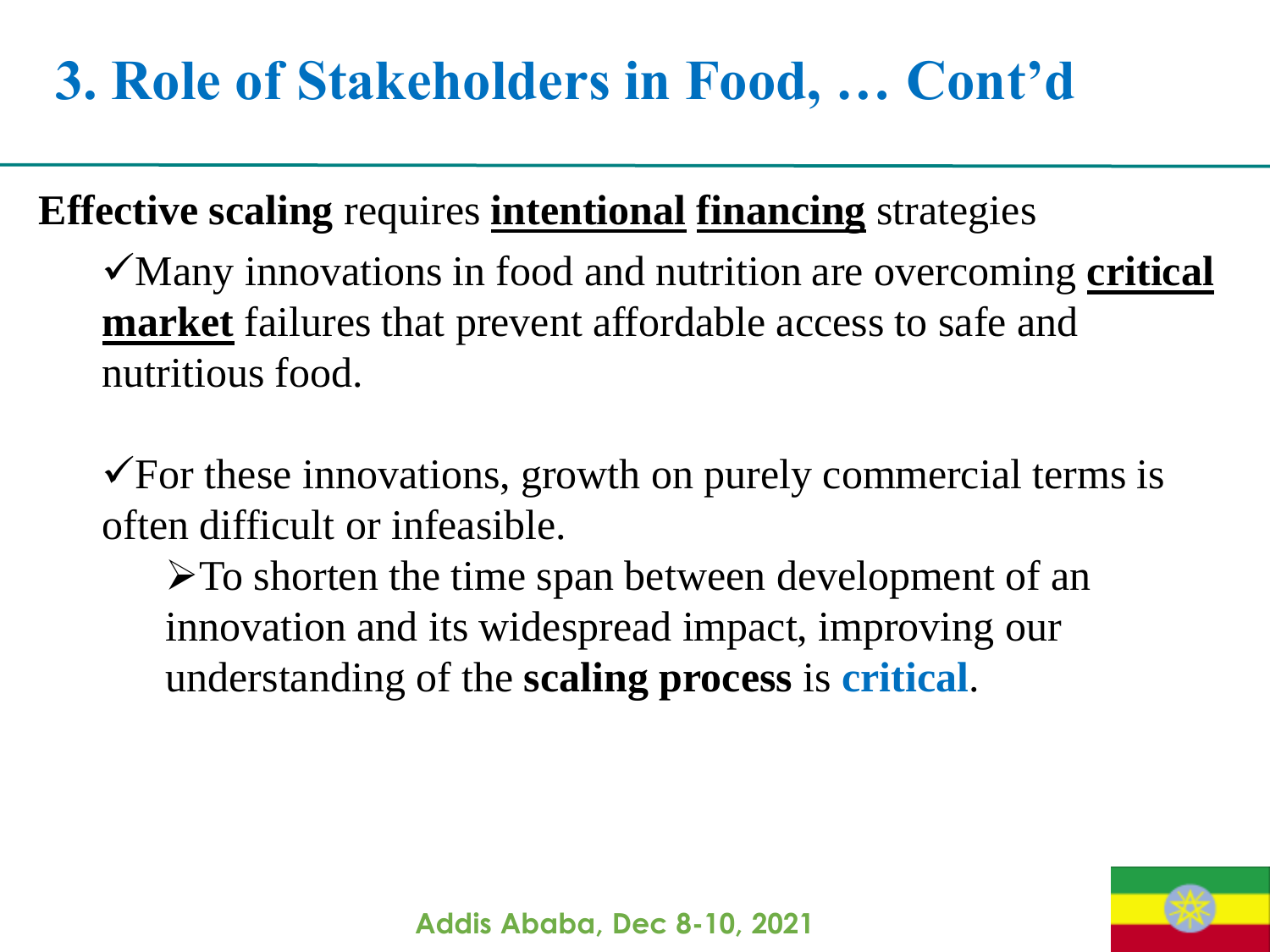# 3. Role of Stakeholders in Food, … Cont'd

**Effective scaling** requires **intentional** **financing** strategies

- ✓Many innovations in food and nutrition are overcoming **critical market** failures that prevent affordable access to safe and nutritious food.

- ✓For these innovations, growth on purely commercial terms is often difficult or infeasible.
  - ➢To shorten the time span between development of an innovation and its widespread impact, improving our understanding of the **scaling process** is **critical**.

Addis Ababa, Dec 8-10, 2021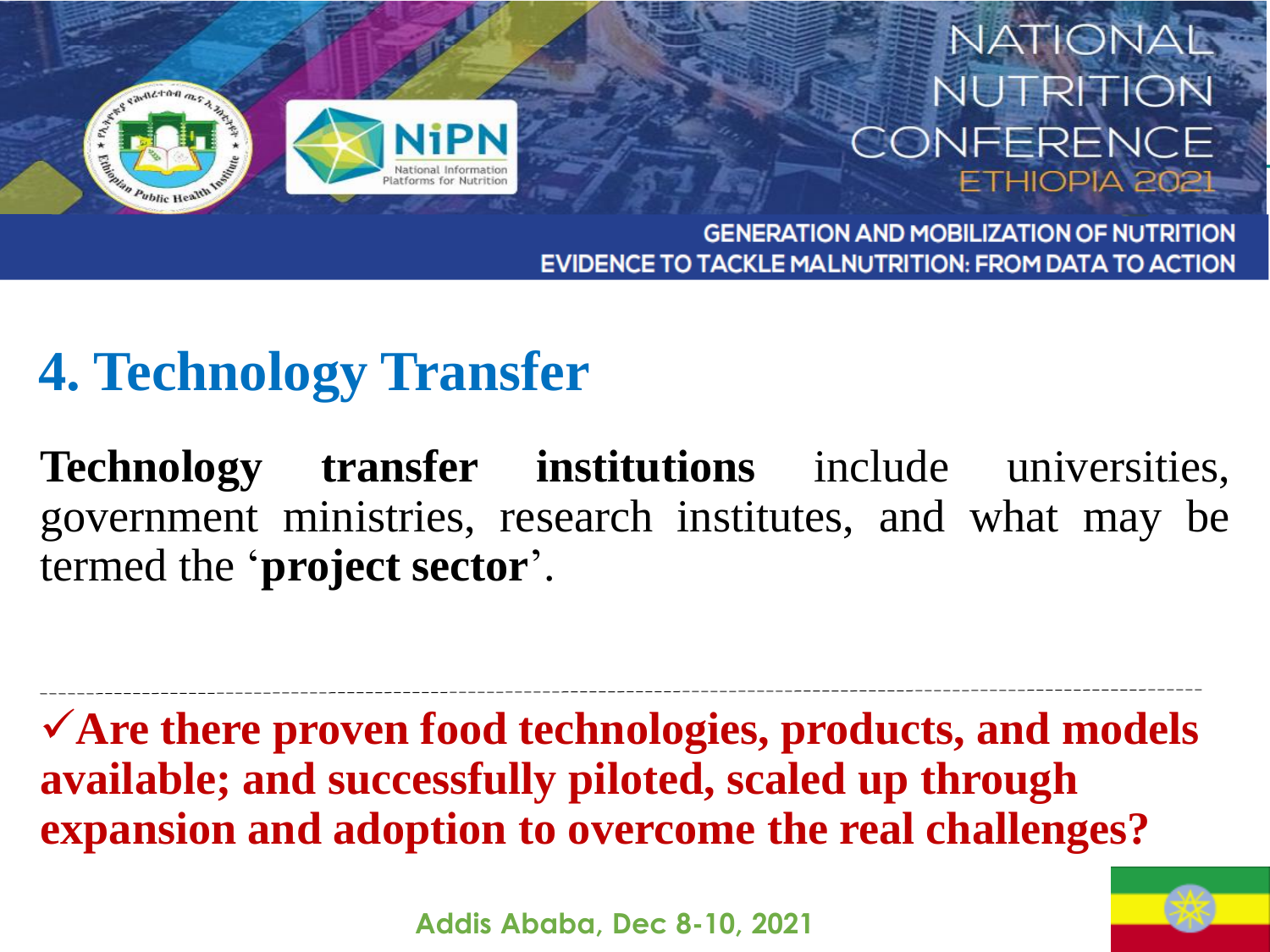## 4. Technology Transfer

**Technology transfer institutions** include universities, government ministries, research institutes, and what may be termed the '**project sector**'.

---

✓**Are there proven food technologies, products, and models available; and successfully piloted, scaled up through expansion and adoption to overcome the real challenges?**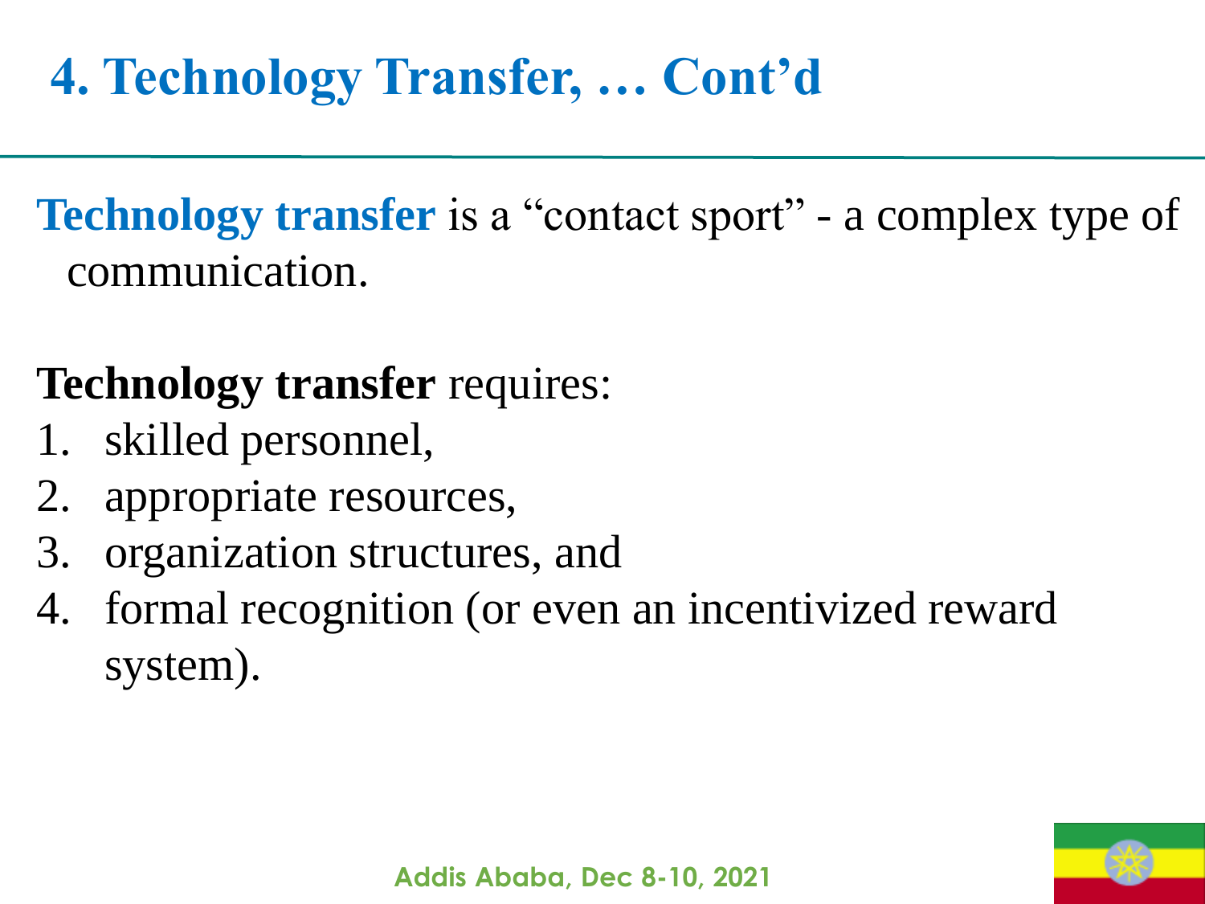# 4. Technology Transfer, … Cont'd

**Technology transfer** is a "contact sport" - a complex type of communication.

**Technology transfer** requires:

1. skilled personnel,
2. appropriate resources,
3. organization structures, and
4. formal recognition (or even an incentivized reward system).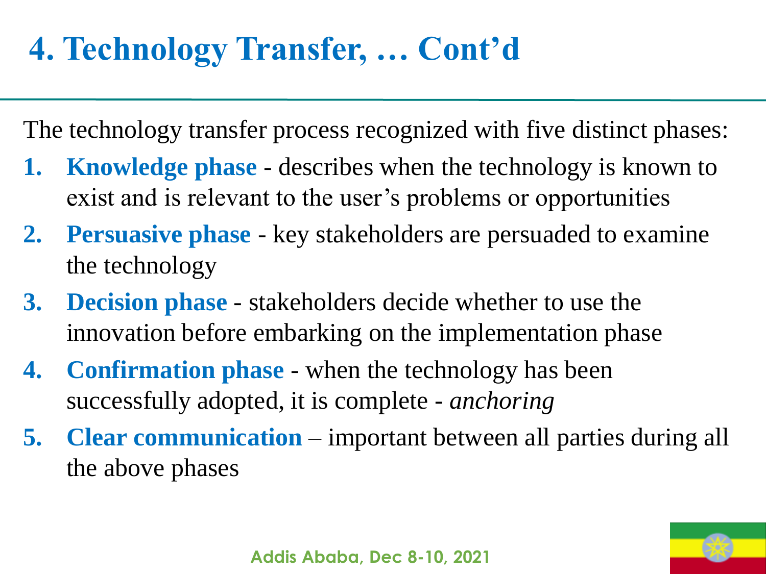# 4. Technology Transfer, … Cont'd

The technology transfer process recognized with five distinct phases:

1. **Knowledge phase** - describes when the technology is known to exist and is relevant to the user's problems or opportunities
2. **Persuasive phase** - key stakeholders are persuaded to examine the technology
3. **Decision phase** - stakeholders decide whether to use the innovation before embarking on the implementation phase
4. **Confirmation phase** - when the technology has been successfully adopted, it is complete - *anchoring*
5. **Clear communication** – important between all parties during all the above phases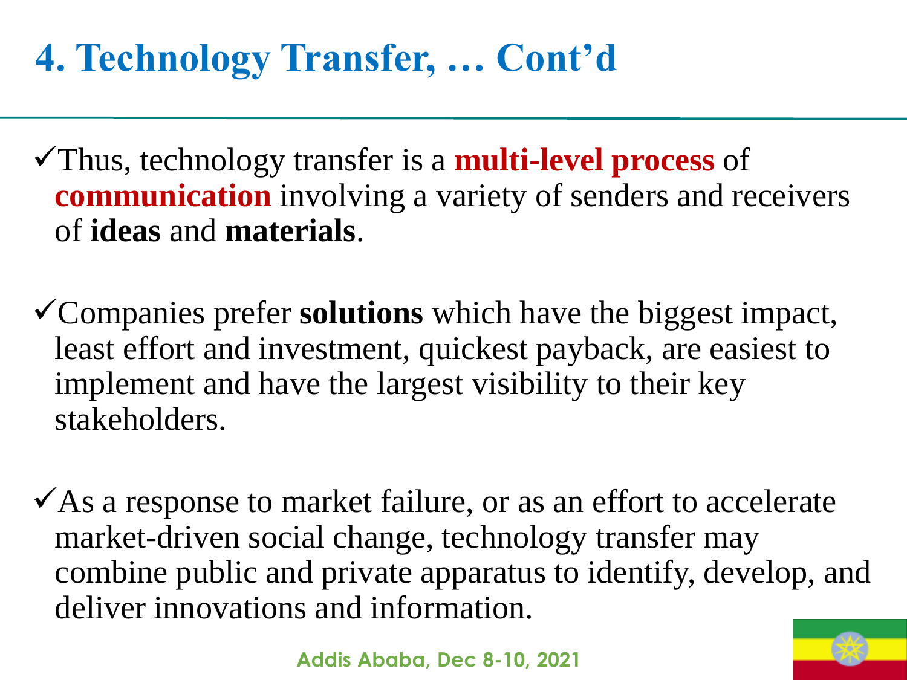# 4. Technology Transfer, … Cont'd

- ✓Thus, technology transfer is a **multi-level process** of **communication** involving a variety of senders and receivers of **ideas** and **materials**.

- ✓Companies prefer **solutions** which have the biggest impact, least effort and investment, quickest payback, are easiest to implement and have the largest visibility to their key stakeholders.

- ✓As a response to market failure, or as an effort to accelerate market-driven social change, technology transfer may combine public and private apparatus to identify, develop, and deliver innovations and information.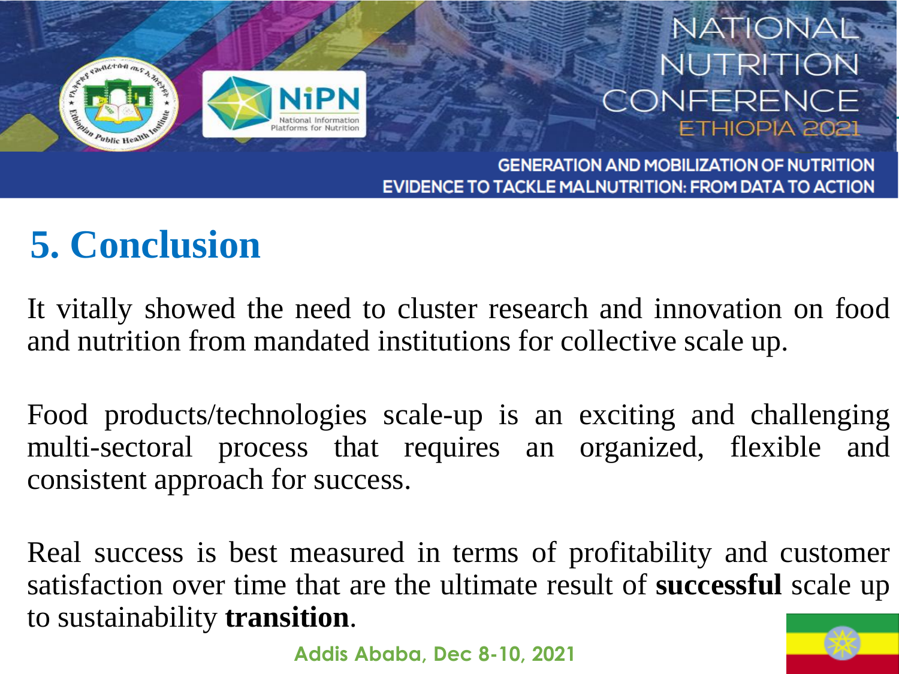# 5. Conclusion

It vitally showed the need to cluster research and innovation on food and nutrition from mandated institutions for collective scale up.

Food products/technologies scale-up is an exciting and challenging multi-sectoral process that requires an organized, flexible and consistent approach for success.

Real success is best measured in terms of profitability and customer satisfaction over time that are the ultimate result of **successful** scale up to sustainability **transition**.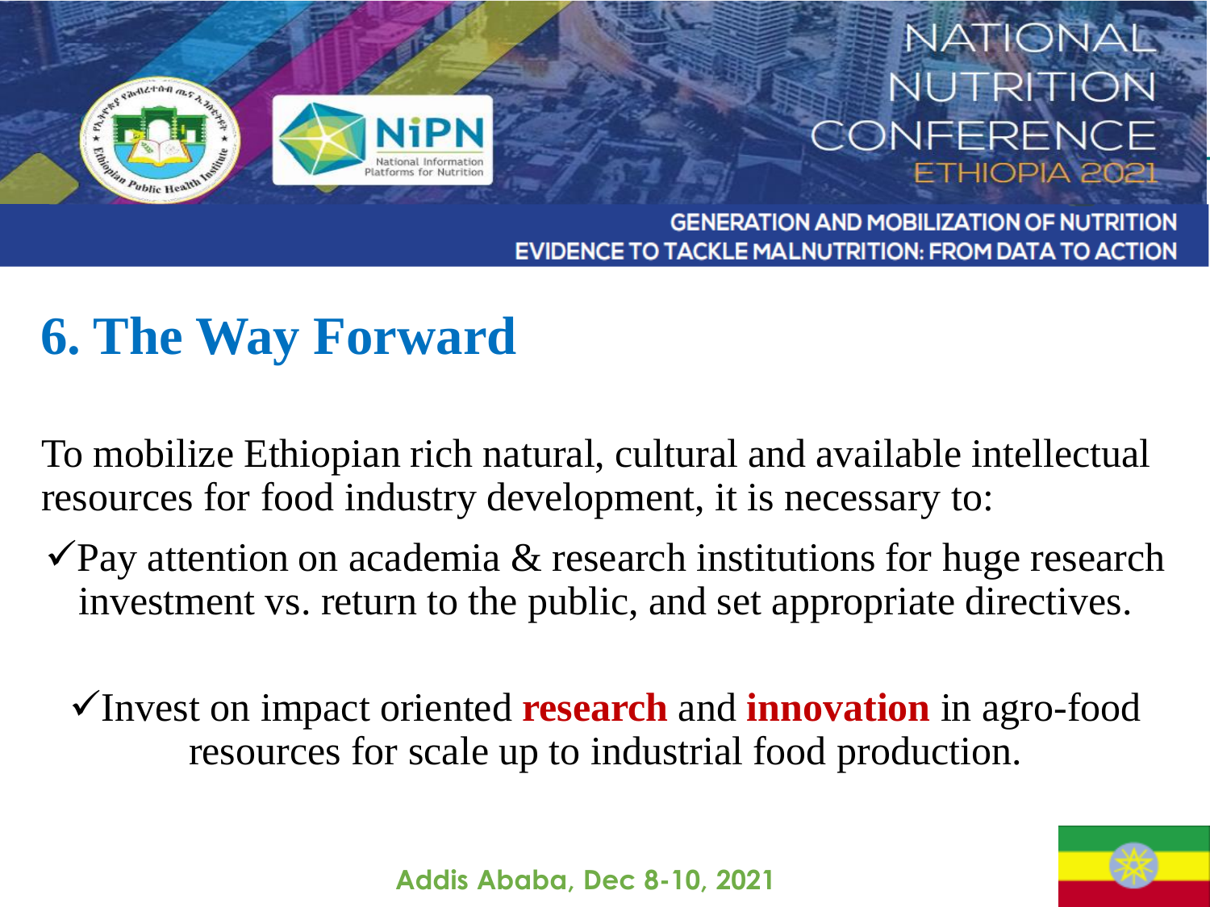# 6. The Way Forward

To mobilize Ethiopian rich natural, cultural and available intellectual resources for food industry development, it is necessary to:

✓Pay attention on academia & research institutions for huge research investment vs. return to the public, and set appropriate directives.

✓Invest on impact oriented **research** and **innovation** in agro-food resources for scale up to industrial food production.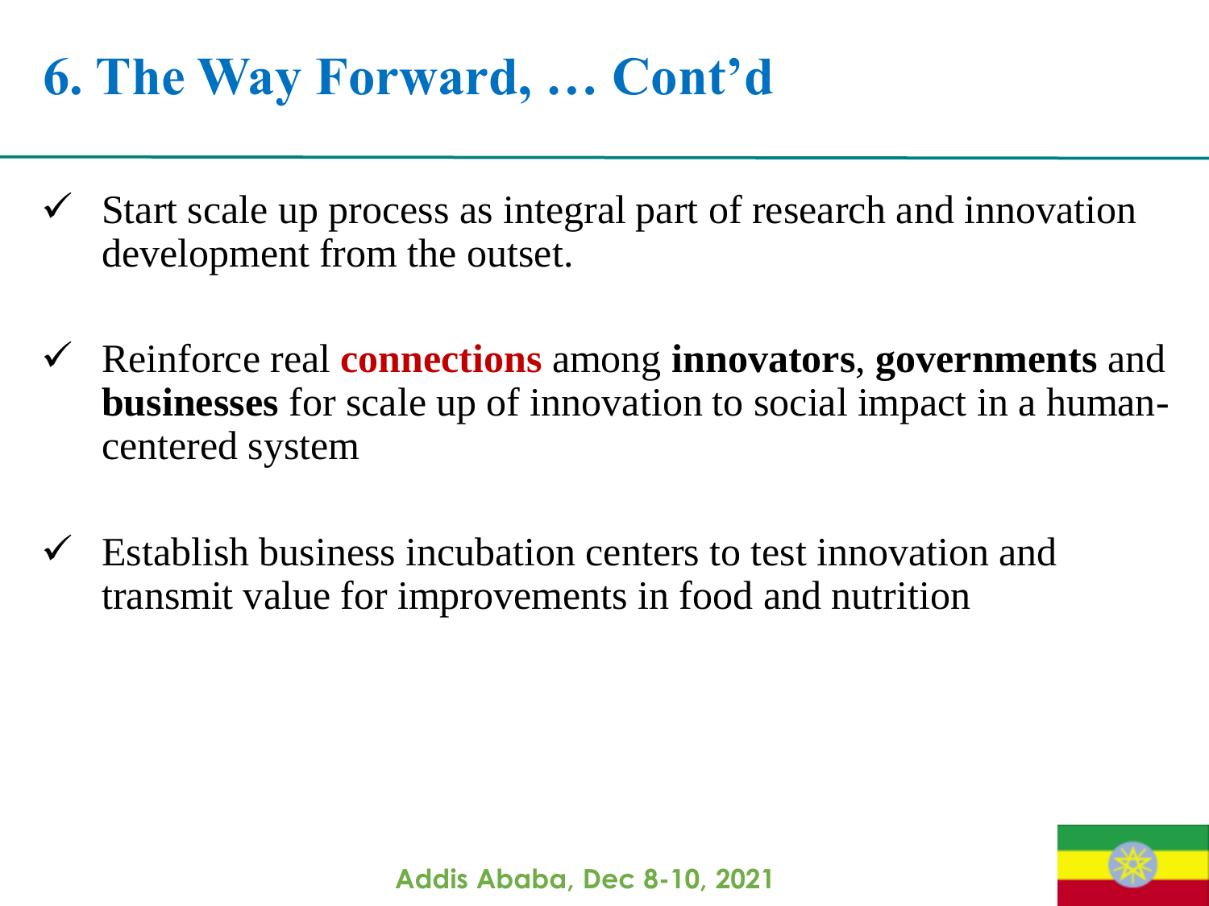# 6. The Way Forward, … Cont'd

- ✓ Start scale up process as integral part of research and innovation development from the outset.
- ✓ Reinforce real **connections** among **innovators**, **governments** and **businesses** for scale up of innovation to social impact in a human-centered system
- ✓ Establish business incubation centers to test innovation and transmit value for improvements in food and nutrition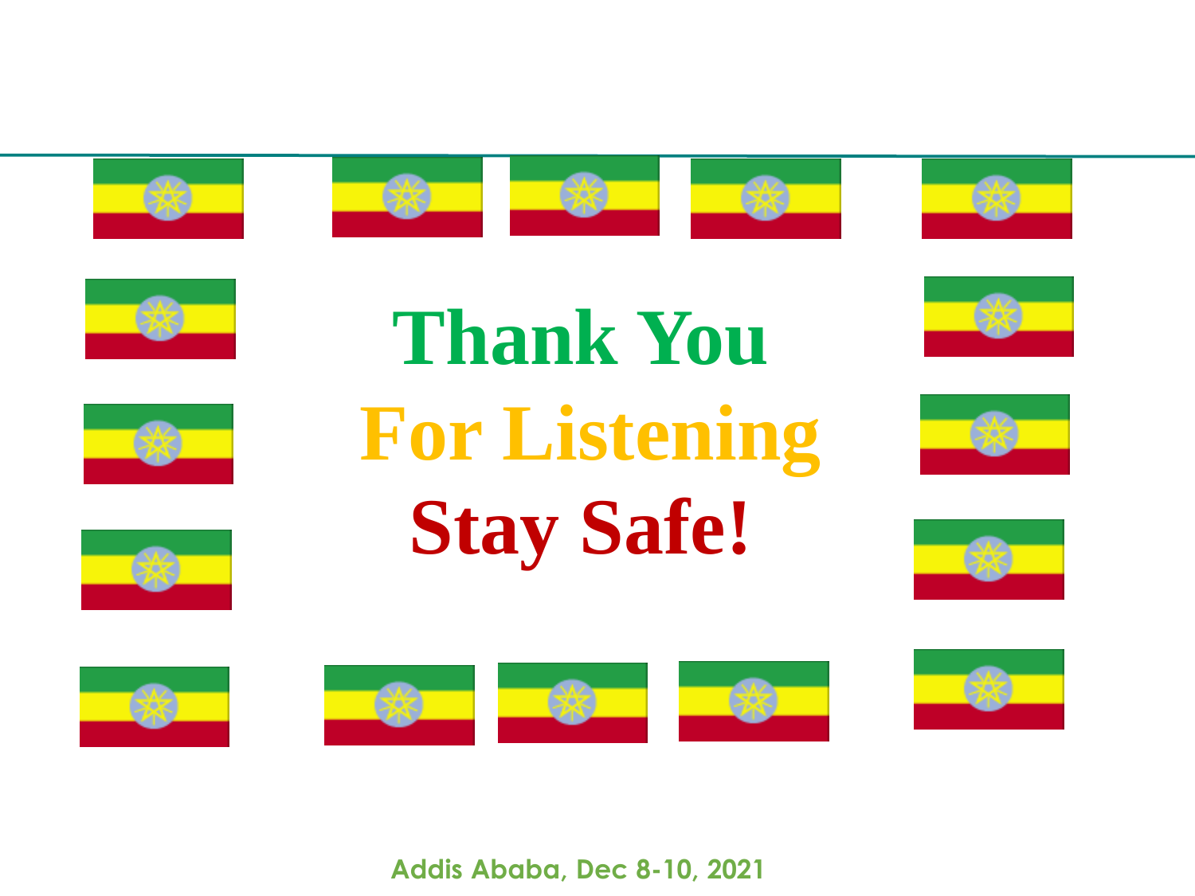# Thank You

# For Listening

# Stay Safe!

Addis Ababa, Dec 8-10, 2021